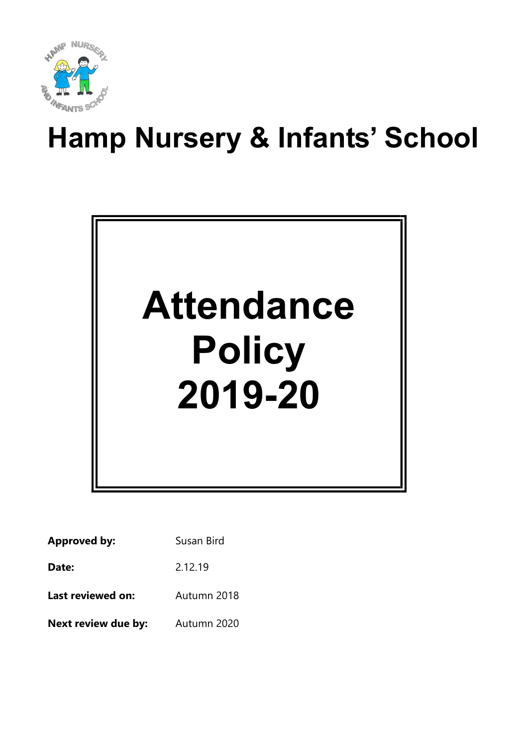# Hamp Nursery & Infants' School

# Attendance Policy 2019-20

| | |
|---|---|
| **Approved by:** | Susan Bird |
| **Date:** | 2.12.19 |
| **Last reviewed on:** | Autumn 2018 |
| **Next review due by:** | Autumn 2020 |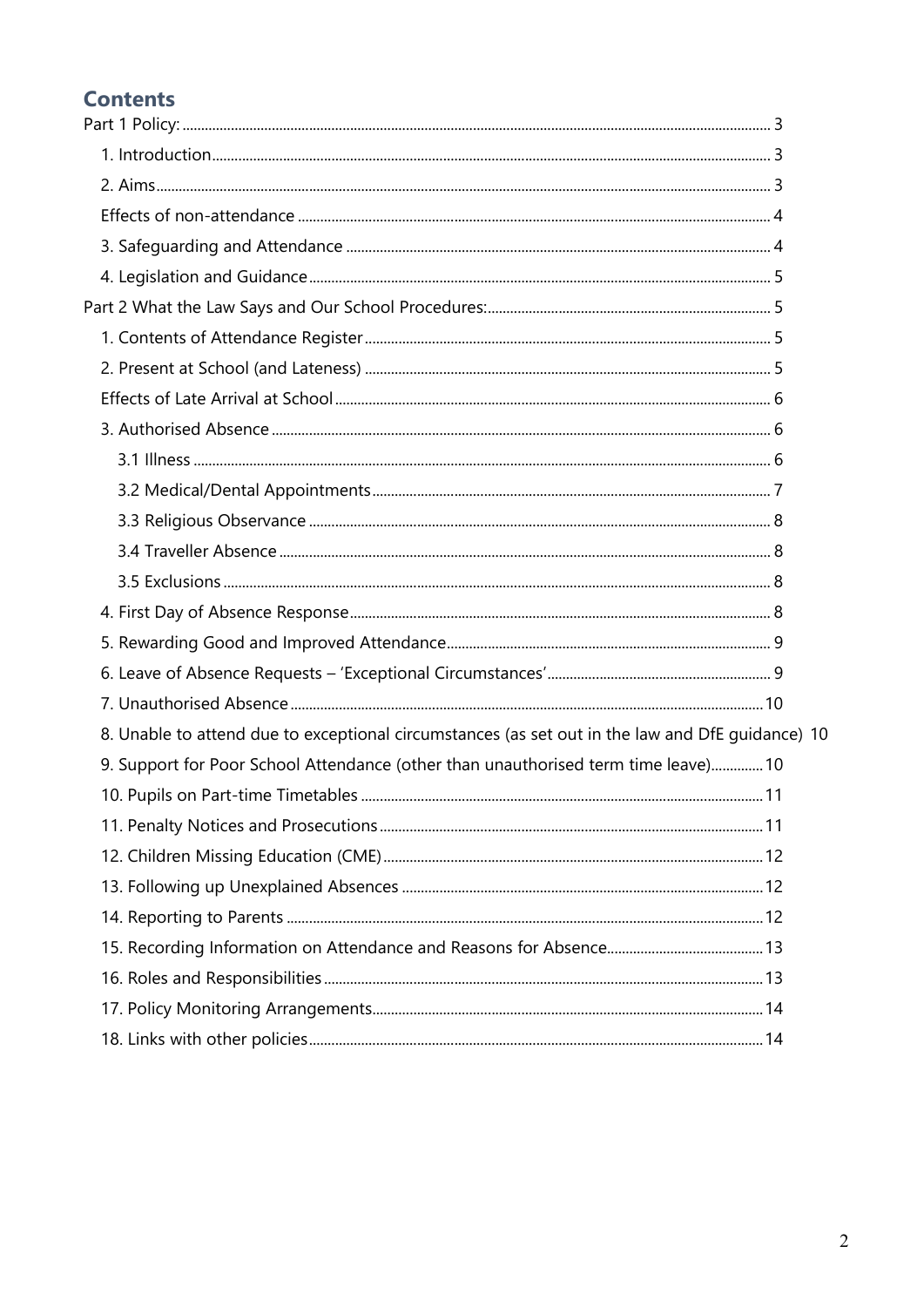## Contents

- Part 1 Policy: 3
  - 1. Introduction 3
  - 2. Aims 3
  - Effects of non-attendance 4
  - 3. Safeguarding and Attendance 4
  - 4. Legislation and Guidance 5
- Part 2 What the Law Says and Our School Procedures: 5
  - 1. Contents of Attendance Register 5
  - 2. Present at School (and Lateness) 5
  - Effects of Late Arrival at School 6
  - 3. Authorised Absence 6
    - 3.1 Illness 6
    - 3.2 Medical/Dental Appointments 7
    - 3.3 Religious Observance 8
    - 3.4 Traveller Absence 8
    - 3.5 Exclusions 8
  - 4. First Day of Absence Response 8
  - 5. Rewarding Good and Improved Attendance 9
  - 6. Leave of Absence Requests – 'Exceptional Circumstances' 9
  - 7. Unauthorised Absence 10
  - 8. Unable to attend due to exceptional circumstances (as set out in the law and DfE guidance) 10
  - 9. Support for Poor School Attendance (other than unauthorised term time leave) 10
  - 10. Pupils on Part-time Timetables 11
  - 11. Penalty Notices and Prosecutions 11
  - 12. Children Missing Education (CME) 12
  - 13. Following up Unexplained Absences 12
  - 14. Reporting to Parents 12
  - 15. Recording Information on Attendance and Reasons for Absence 13
  - 16. Roles and Responsibilities 13
  - 17. Policy Monitoring Arrangements 14
  - 18. Links with other policies 14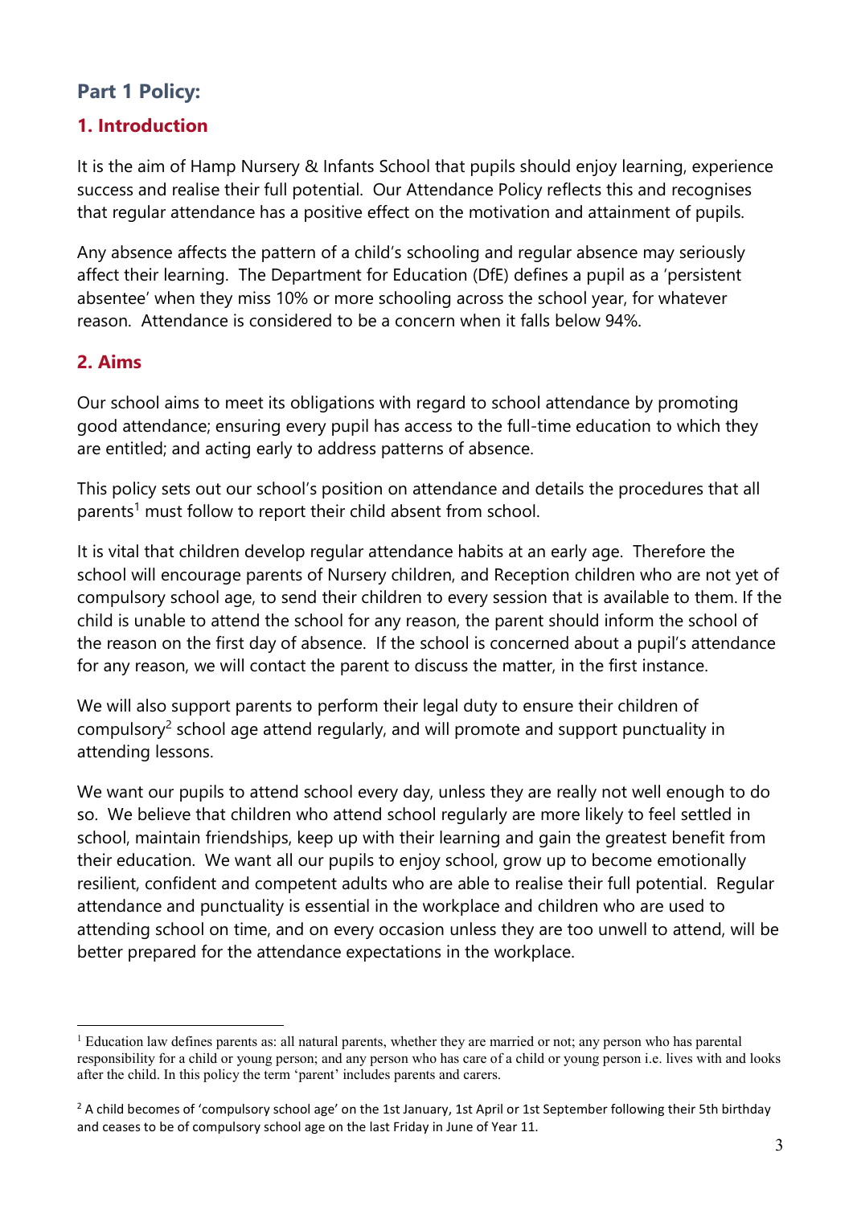## Part 1 Policy:

### 1. Introduction

It is the aim of Hamp Nursery & Infants School that pupils should enjoy learning, experience success and realise their full potential. Our Attendance Policy reflects this and recognises that regular attendance has a positive effect on the motivation and attainment of pupils.

Any absence affects the pattern of a child's schooling and regular absence may seriously affect their learning. The Department for Education (DfE) defines a pupil as a 'persistent absentee' when they miss 10% or more schooling across the school year, for whatever reason. Attendance is considered to be a concern when it falls below 94%.

### 2. Aims

Our school aims to meet its obligations with regard to school attendance by promoting good attendance; ensuring every pupil has access to the full-time education to which they are entitled; and acting early to address patterns of absence.

This policy sets out our school's position on attendance and details the procedures that all parents[1] must follow to report their child absent from school.

It is vital that children develop regular attendance habits at an early age. Therefore the school will encourage parents of Nursery children, and Reception children who are not yet of compulsory school age, to send their children to every session that is available to them. If the child is unable to attend the school for any reason, the parent should inform the school of the reason on the first day of absence. If the school is concerned about a pupil's attendance for any reason, we will contact the parent to discuss the matter, in the first instance.

We will also support parents to perform their legal duty to ensure their children of compulsory[2] school age attend regularly, and will promote and support punctuality in attending lessons.

We want our pupils to attend school every day, unless they are really not well enough to do so. We believe that children who attend school regularly are more likely to feel settled in school, maintain friendships, keep up with their learning and gain the greatest benefit from their education. We want all our pupils to enjoy school, grow up to become emotionally resilient, confident and competent adults who are able to realise their full potential. Regular attendance and punctuality is essential in the workplace and children who are used to attending school on time, and on every occasion unless they are too unwell to attend, will be better prepared for the attendance expectations in the workplace.

---

[1] Education law defines parents as: all natural parents, whether they are married or not; any person who has parental responsibility for a child or young person; and any person who has care of a child or young person i.e. lives with and looks after the child. In this policy the term 'parent' includes parents and carers.

[2] A child becomes of 'compulsory school age' on the 1st January, 1st April or 1st September following their 5th birthday and ceases to be of compulsory school age on the last Friday in June of Year 11.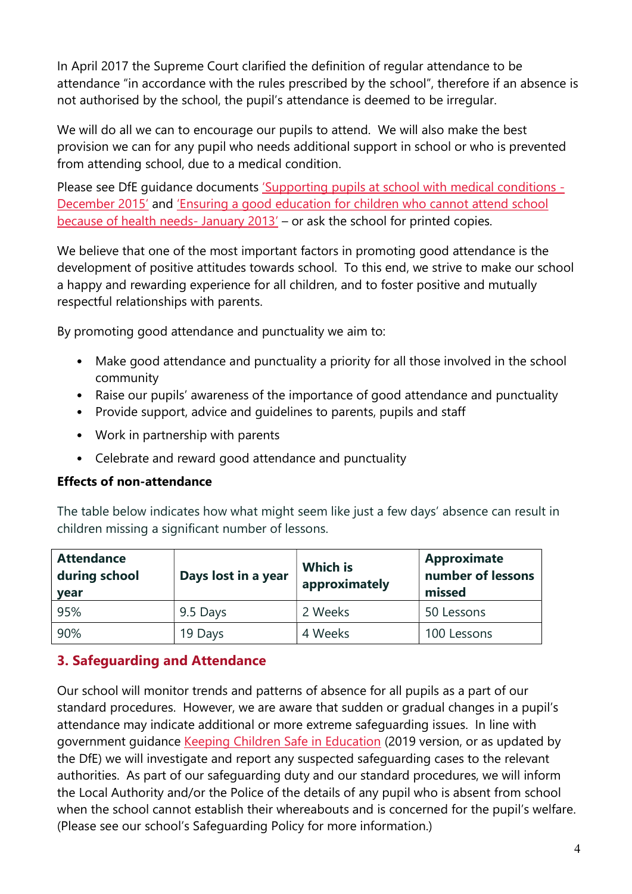In April 2017 the Supreme Court clarified the definition of regular attendance to be attendance "in accordance with the rules prescribed by the school", therefore if an absence is not authorised by the school, the pupil's attendance is deemed to be irregular.

We will do all we can to encourage our pupils to attend. We will also make the best provision we can for any pupil who needs additional support in school or who is prevented from attending school, due to a medical condition.

Please see DfE guidance documents 'Supporting pupils at school with medical conditions - December 2015' and 'Ensuring a good education for children who cannot attend school because of health needs- January 2013' – or ask the school for printed copies.

We believe that one of the most important factors in promoting good attendance is the development of positive attitudes towards school. To this end, we strive to make our school a happy and rewarding experience for all children, and to foster positive and mutually respectful relationships with parents.

By promoting good attendance and punctuality we aim to:

- Make good attendance and punctuality a priority for all those involved in the school community
- Raise our pupils' awareness of the importance of good attendance and punctuality
- Provide support, advice and guidelines to parents, pupils and staff
- Work in partnership with parents
- Celebrate and reward good attendance and punctuality

**Effects of non-attendance**

The table below indicates how what might seem like just a few days' absence can result in children missing a significant number of lessons.

| Attendance during school year | Days lost in a year | Which is approximately | Approximate number of lessons missed |
|---|---|---|---|
| 95% | 9.5 Days | 2 Weeks | 50 Lessons |
| 90% | 19 Days | 4 Weeks | 100 Lessons |

## 3. Safeguarding and Attendance

Our school will monitor trends and patterns of absence for all pupils as a part of our standard procedures. However, we are aware that sudden or gradual changes in a pupil's attendance may indicate additional or more extreme safeguarding issues. In line with government guidance Keeping Children Safe in Education (2019 version, or as updated by the DfE) we will investigate and report any suspected safeguarding cases to the relevant authorities. As part of our safeguarding duty and our standard procedures, we will inform the Local Authority and/or the Police of the details of any pupil who is absent from school when the school cannot establish their whereabouts and is concerned for the pupil's welfare. (Please see our school's Safeguarding Policy for more information.)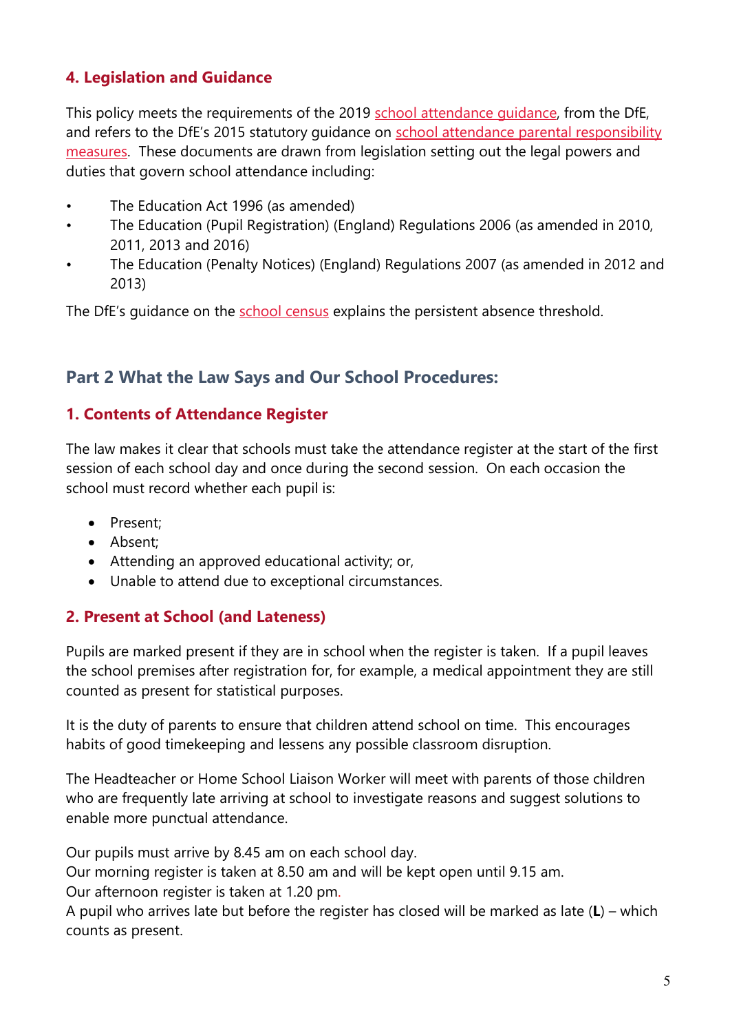## 4. Legislation and Guidance

This policy meets the requirements of the 2019 school attendance guidance, from the DfE, and refers to the DfE's 2015 statutory guidance on school attendance parental responsibility measures. These documents are drawn from legislation setting out the legal powers and duties that govern school attendance including:

- The Education Act 1996 (as amended)
- The Education (Pupil Registration) (England) Regulations 2006 (as amended in 2010, 2011, 2013 and 2016)
- The Education (Penalty Notices) (England) Regulations 2007 (as amended in 2012 and 2013)

The DfE's guidance on the school census explains the persistent absence threshold.

# Part 2 What the Law Says and Our School Procedures:

## 1. Contents of Attendance Register

The law makes it clear that schools must take the attendance register at the start of the first session of each school day and once during the second session. On each occasion the school must record whether each pupil is:

- Present;
- Absent;
- Attending an approved educational activity; or,
- Unable to attend due to exceptional circumstances.

## 2. Present at School (and Lateness)

Pupils are marked present if they are in school when the register is taken. If a pupil leaves the school premises after registration for, for example, a medical appointment they are still counted as present for statistical purposes.

It is the duty of parents to ensure that children attend school on time. This encourages habits of good timekeeping and lessens any possible classroom disruption.

The Headteacher or Home School Liaison Worker will meet with parents of those children who are frequently late arriving at school to investigate reasons and suggest solutions to enable more punctual attendance.

Our pupils must arrive by 8.45 am on each school day.
Our morning register is taken at 8.50 am and will be kept open until 9.15 am.
Our afternoon register is taken at 1.20 pm.
A pupil who arrives late but before the register has closed will be marked as late (**L**) – which counts as present.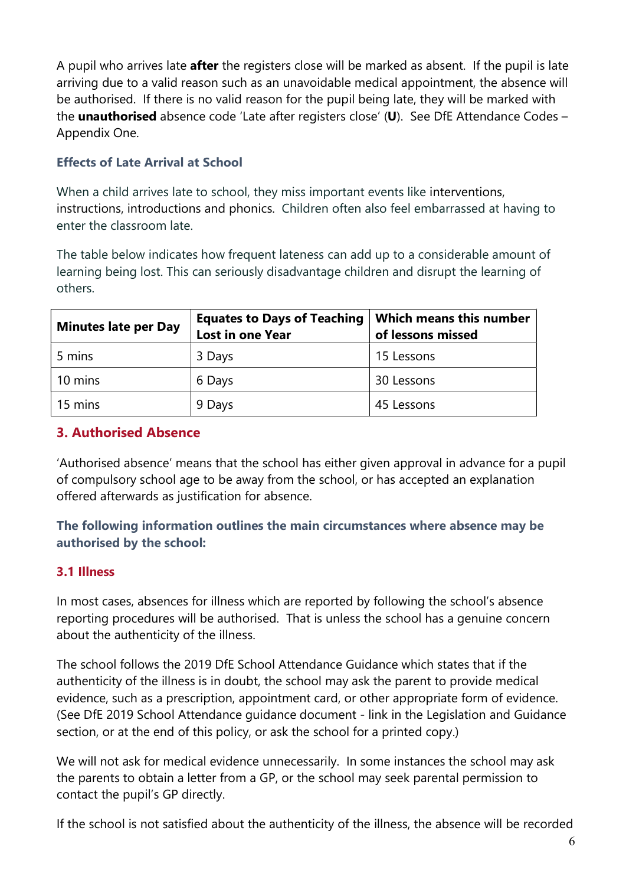A pupil who arrives late **after** the registers close will be marked as absent. If the pupil is late arriving due to a valid reason such as an unavoidable medical appointment, the absence will be authorised. If there is no valid reason for the pupil being late, they will be marked with the **unauthorised** absence code 'Late after registers close' (**U**). See DfE Attendance Codes – Appendix One.

### Effects of Late Arrival at School

When a child arrives late to school, they miss important events like interventions, instructions, introductions and phonics. Children often also feel embarrassed at having to enter the classroom late.

The table below indicates how frequent lateness can add up to a considerable amount of learning being lost. This can seriously disadvantage children and disrupt the learning of others.

| Minutes late per Day | Equates to Days of Teaching Lost in one Year | Which means this number of lessons missed |
|---|---|---|
| 5 mins | 3 Days | 15 Lessons |
| 10 mins | 6 Days | 30 Lessons |
| 15 mins | 9 Days | 45 Lessons |

## 3. Authorised Absence

'Authorised absence' means that the school has either given approval in advance for a pupil of compulsory school age to be away from the school, or has accepted an explanation offered afterwards as justification for absence.

**The following information outlines the main circumstances where absence may be authorised by the school:**

### 3.1 Illness

In most cases, absences for illness which are reported by following the school's absence reporting procedures will be authorised. That is unless the school has a genuine concern about the authenticity of the illness.

The school follows the 2019 DfE School Attendance Guidance which states that if the authenticity of the illness is in doubt, the school may ask the parent to provide medical evidence, such as a prescription, appointment card, or other appropriate form of evidence. (See DfE 2019 School Attendance guidance document - link in the Legislation and Guidance section, or at the end of this policy, or ask the school for a printed copy.)

We will not ask for medical evidence unnecessarily. In some instances the school may ask the parents to obtain a letter from a GP, or the school may seek parental permission to contact the pupil's GP directly.

If the school is not satisfied about the authenticity of the illness, the absence will be recorded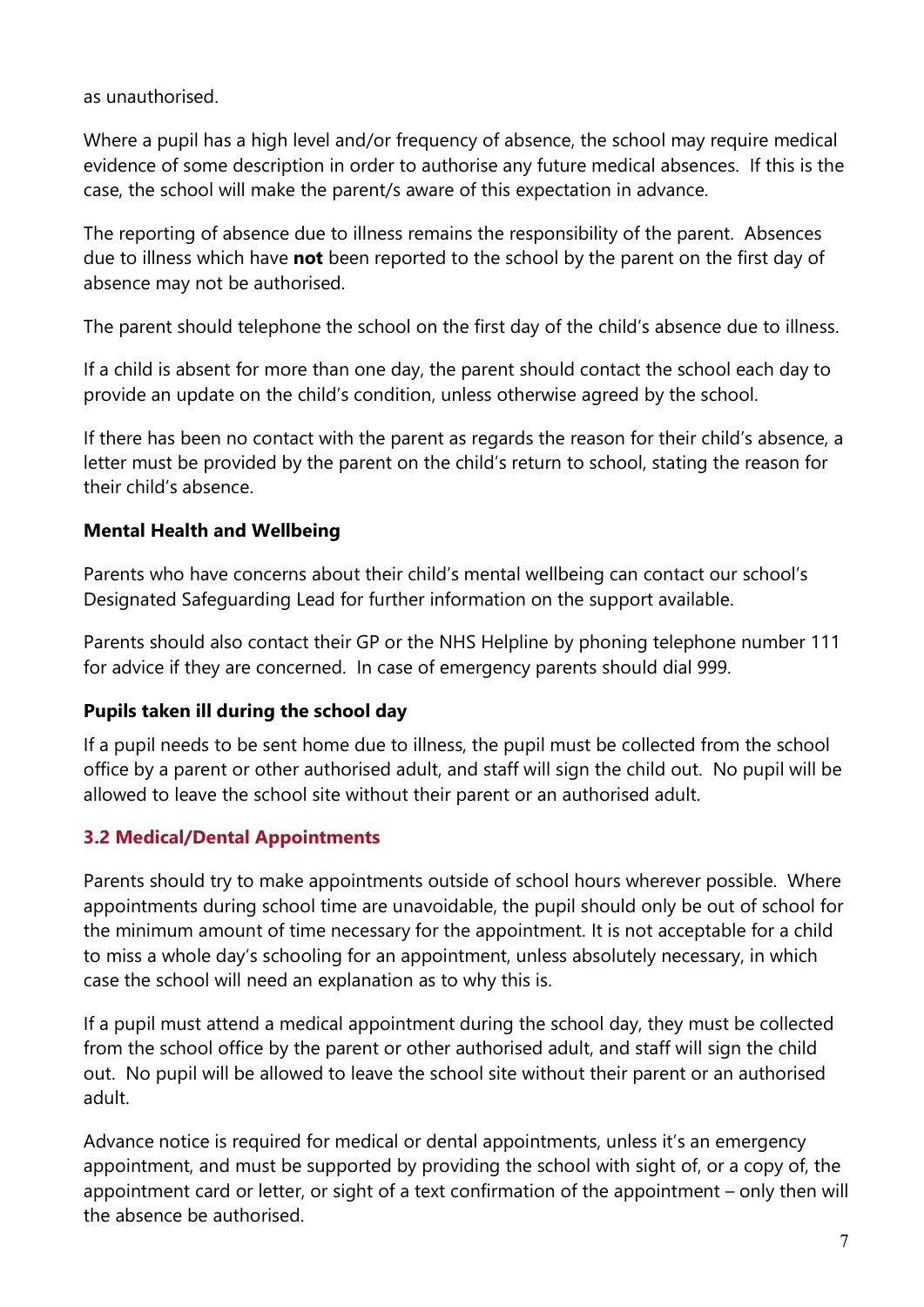as unauthorised.

Where a pupil has a high level and/or frequency of absence, the school may require medical evidence of some description in order to authorise any future medical absences. If this is the case, the school will make the parent/s aware of this expectation in advance.

The reporting of absence due to illness remains the responsibility of the parent. Absences due to illness which have **not** been reported to the school by the parent on the first day of absence may not be authorised.

The parent should telephone the school on the first day of the child's absence due to illness.

If a child is absent for more than one day, the parent should contact the school each day to provide an update on the child's condition, unless otherwise agreed by the school.

If there has been no contact with the parent as regards the reason for their child's absence, a letter must be provided by the parent on the child's return to school, stating the reason for their child's absence.

**Mental Health and Wellbeing**

Parents who have concerns about their child's mental wellbeing can contact our school's Designated Safeguarding Lead for further information on the support available.

Parents should also contact their GP or the NHS Helpline by phoning telephone number 111 for advice if they are concerned. In case of emergency parents should dial 999.

**Pupils taken ill during the school day**

If a pupil needs to be sent home due to illness, the pupil must be collected from the school office by a parent or other authorised adult, and staff will sign the child out. No pupil will be allowed to leave the school site without their parent or an authorised adult.

### 3.2 Medical/Dental Appointments

Parents should try to make appointments outside of school hours wherever possible. Where appointments during school time are unavoidable, the pupil should only be out of school for the minimum amount of time necessary for the appointment. It is not acceptable for a child to miss a whole day's schooling for an appointment, unless absolutely necessary, in which case the school will need an explanation as to why this is.

If a pupil must attend a medical appointment during the school day, they must be collected from the school office by the parent or other authorised adult, and staff will sign the child out. No pupil will be allowed to leave the school site without their parent or an authorised adult.

Advance notice is required for medical or dental appointments, unless it's an emergency appointment, and must be supported by providing the school with sight of, or a copy of, the appointment card or letter, or sight of a text confirmation of the appointment – only then will the absence be authorised.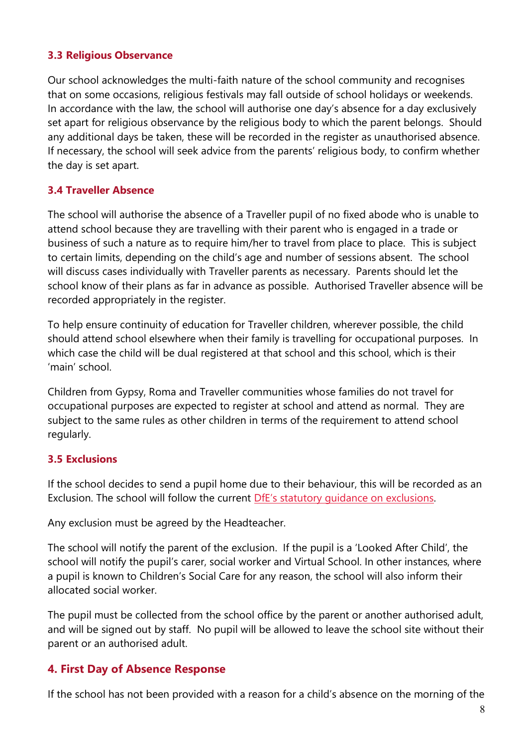### 3.3 Religious Observance

Our school acknowledges the multi-faith nature of the school community and recognises that on some occasions, religious festivals may fall outside of school holidays or weekends. In accordance with the law, the school will authorise one day's absence for a day exclusively set apart for religious observance by the religious body to which the parent belongs. Should any additional days be taken, these will be recorded in the register as unauthorised absence. If necessary, the school will seek advice from the parents' religious body, to confirm whether the day is set apart.

### 3.4 Traveller Absence

The school will authorise the absence of a Traveller pupil of no fixed abode who is unable to attend school because they are travelling with their parent who is engaged in a trade or business of such a nature as to require him/her to travel from place to place. This is subject to certain limits, depending on the child's age and number of sessions absent. The school will discuss cases individually with Traveller parents as necessary. Parents should let the school know of their plans as far in advance as possible. Authorised Traveller absence will be recorded appropriately in the register.

To help ensure continuity of education for Traveller children, wherever possible, the child should attend school elsewhere when their family is travelling for occupational purposes. In which case the child will be dual registered at that school and this school, which is their 'main' school.

Children from Gypsy, Roma and Traveller communities whose families do not travel for occupational purposes are expected to register at school and attend as normal. They are subject to the same rules as other children in terms of the requirement to attend school regularly.

### 3.5 Exclusions

If the school decides to send a pupil home due to their behaviour, this will be recorded as an Exclusion. The school will follow the current DfE's statutory guidance on exclusions.

Any exclusion must be agreed by the Headteacher.

The school will notify the parent of the exclusion. If the pupil is a 'Looked After Child', the school will notify the pupil's carer, social worker and Virtual School. In other instances, where a pupil is known to Children's Social Care for any reason, the school will also inform their allocated social worker.

The pupil must be collected from the school office by the parent or another authorised adult, and will be signed out by staff. No pupil will be allowed to leave the school site without their parent or an authorised adult.

## 4. First Day of Absence Response

If the school has not been provided with a reason for a child's absence on the morning of the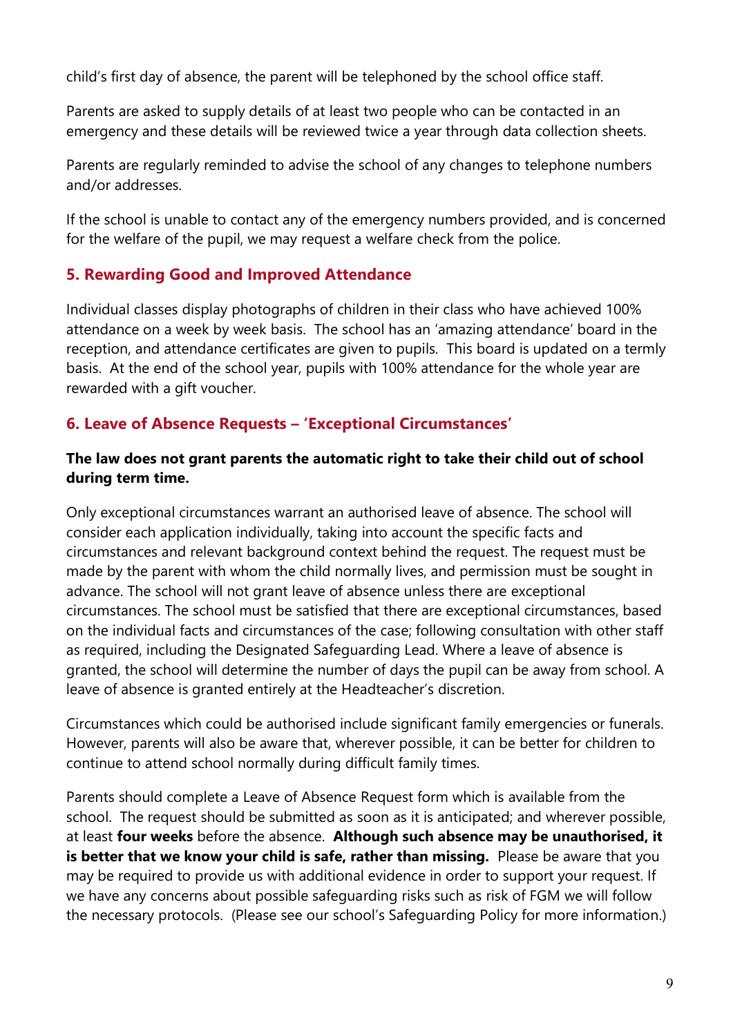child's first day of absence, the parent will be telephoned by the school office staff.

Parents are asked to supply details of at least two people who can be contacted in an emergency and these details will be reviewed twice a year through data collection sheets.

Parents are regularly reminded to advise the school of any changes to telephone numbers and/or addresses.

If the school is unable to contact any of the emergency numbers provided, and is concerned for the welfare of the pupil, we may request a welfare check from the police.

## 5. Rewarding Good and Improved Attendance

Individual classes display photographs of children in their class who have achieved 100% attendance on a week by week basis. The school has an 'amazing attendance' board in the reception, and attendance certificates are given to pupils. This board is updated on a termly basis. At the end of the school year, pupils with 100% attendance for the whole year are rewarded with a gift voucher.

## 6. Leave of Absence Requests – 'Exceptional Circumstances'

**The law does not grant parents the automatic right to take their child out of school during term time.**

Only exceptional circumstances warrant an authorised leave of absence. The school will consider each application individually, taking into account the specific facts and circumstances and relevant background context behind the request. The request must be made by the parent with whom the child normally lives, and permission must be sought in advance. The school will not grant leave of absence unless there are exceptional circumstances. The school must be satisfied that there are exceptional circumstances, based on the individual facts and circumstances of the case; following consultation with other staff as required, including the Designated Safeguarding Lead. Where a leave of absence is granted, the school will determine the number of days the pupil can be away from school. A leave of absence is granted entirely at the Headteacher's discretion.

Circumstances which could be authorised include significant family emergencies or funerals. However, parents will also be aware that, wherever possible, it can be better for children to continue to attend school normally during difficult family times.

Parents should complete a Leave of Absence Request form which is available from the school. The request should be submitted as soon as it is anticipated; and wherever possible, at least **four weeks** before the absence. **Although such absence may be unauthorised, it is better that we know your child is safe, rather than missing.** Please be aware that you may be required to provide us with additional evidence in order to support your request. If we have any concerns about possible safeguarding risks such as risk of FGM we will follow the necessary protocols. (Please see our school's Safeguarding Policy for more information.)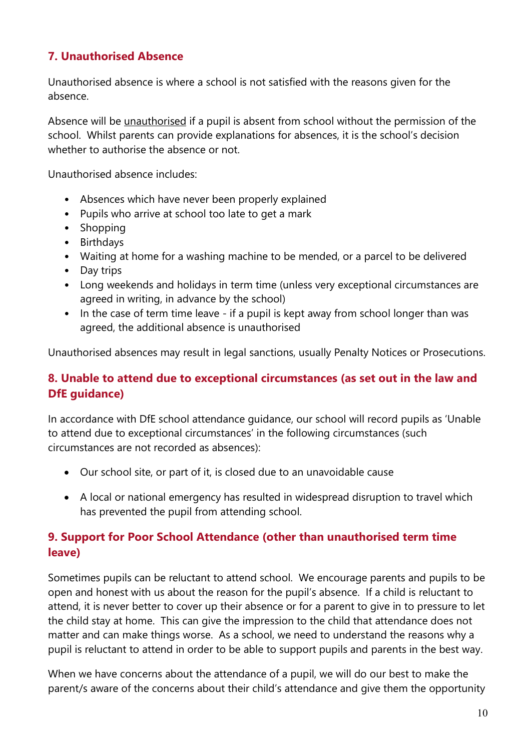## 7. Unauthorised Absence

Unauthorised absence is where a school is not satisfied with the reasons given for the absence.

Absence will be unauthorised if a pupil is absent from school without the permission of the school. Whilst parents can provide explanations for absences, it is the school's decision whether to authorise the absence or not.

Unauthorised absence includes:

- Absences which have never been properly explained
- Pupils who arrive at school too late to get a mark
- Shopping
- Birthdays
- Waiting at home for a washing machine to be mended, or a parcel to be delivered
- Day trips
- Long weekends and holidays in term time (unless very exceptional circumstances are agreed in writing, in advance by the school)
- In the case of term time leave - if a pupil is kept away from school longer than was agreed, the additional absence is unauthorised

Unauthorised absences may result in legal sanctions, usually Penalty Notices or Prosecutions.

## 8. Unable to attend due to exceptional circumstances (as set out in the law and DfE guidance)

In accordance with DfE school attendance guidance, our school will record pupils as 'Unable to attend due to exceptional circumstances' in the following circumstances (such circumstances are not recorded as absences):

- Our school site, or part of it, is closed due to an unavoidable cause
- A local or national emergency has resulted in widespread disruption to travel which has prevented the pupil from attending school.

## 9. Support for Poor School Attendance (other than unauthorised term time leave)

Sometimes pupils can be reluctant to attend school. We encourage parents and pupils to be open and honest with us about the reason for the pupil's absence. If a child is reluctant to attend, it is never better to cover up their absence or for a parent to give in to pressure to let the child stay at home. This can give the impression to the child that attendance does not matter and can make things worse. As a school, we need to understand the reasons why a pupil is reluctant to attend in order to be able to support pupils and parents in the best way.

When we have concerns about the attendance of a pupil, we will do our best to make the parent/s aware of the concerns about their child's attendance and give them the opportunity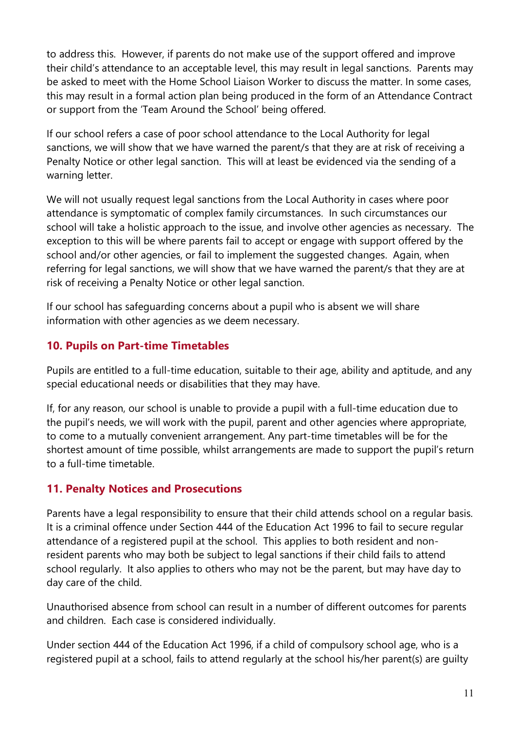to address this. However, if parents do not make use of the support offered and improve their child's attendance to an acceptable level, this may result in legal sanctions. Parents may be asked to meet with the Home School Liaison Worker to discuss the matter. In some cases, this may result in a formal action plan being produced in the form of an Attendance Contract or support from the 'Team Around the School' being offered.

If our school refers a case of poor school attendance to the Local Authority for legal sanctions, we will show that we have warned the parent/s that they are at risk of receiving a Penalty Notice or other legal sanction. This will at least be evidenced via the sending of a warning letter.

We will not usually request legal sanctions from the Local Authority in cases where poor attendance is symptomatic of complex family circumstances. In such circumstances our school will take a holistic approach to the issue, and involve other agencies as necessary. The exception to this will be where parents fail to accept or engage with support offered by the school and/or other agencies, or fail to implement the suggested changes. Again, when referring for legal sanctions, we will show that we have warned the parent/s that they are at risk of receiving a Penalty Notice or other legal sanction.

If our school has safeguarding concerns about a pupil who is absent we will share information with other agencies as we deem necessary.

## 10. Pupils on Part-time Timetables

Pupils are entitled to a full-time education, suitable to their age, ability and aptitude, and any special educational needs or disabilities that they may have.

If, for any reason, our school is unable to provide a pupil with a full-time education due to the pupil's needs, we will work with the pupil, parent and other agencies where appropriate, to come to a mutually convenient arrangement. Any part-time timetables will be for the shortest amount of time possible, whilst arrangements are made to support the pupil's return to a full-time timetable.

## 11. Penalty Notices and Prosecutions

Parents have a legal responsibility to ensure that their child attends school on a regular basis. It is a criminal offence under Section 444 of the Education Act 1996 to fail to secure regular attendance of a registered pupil at the school. This applies to both resident and non-resident parents who may both be subject to legal sanctions if their child fails to attend school regularly. It also applies to others who may not be the parent, but may have day to day care of the child.

Unauthorised absence from school can result in a number of different outcomes for parents and children. Each case is considered individually.

Under section 444 of the Education Act 1996, if a child of compulsory school age, who is a registered pupil at a school, fails to attend regularly at the school his/her parent(s) are guilty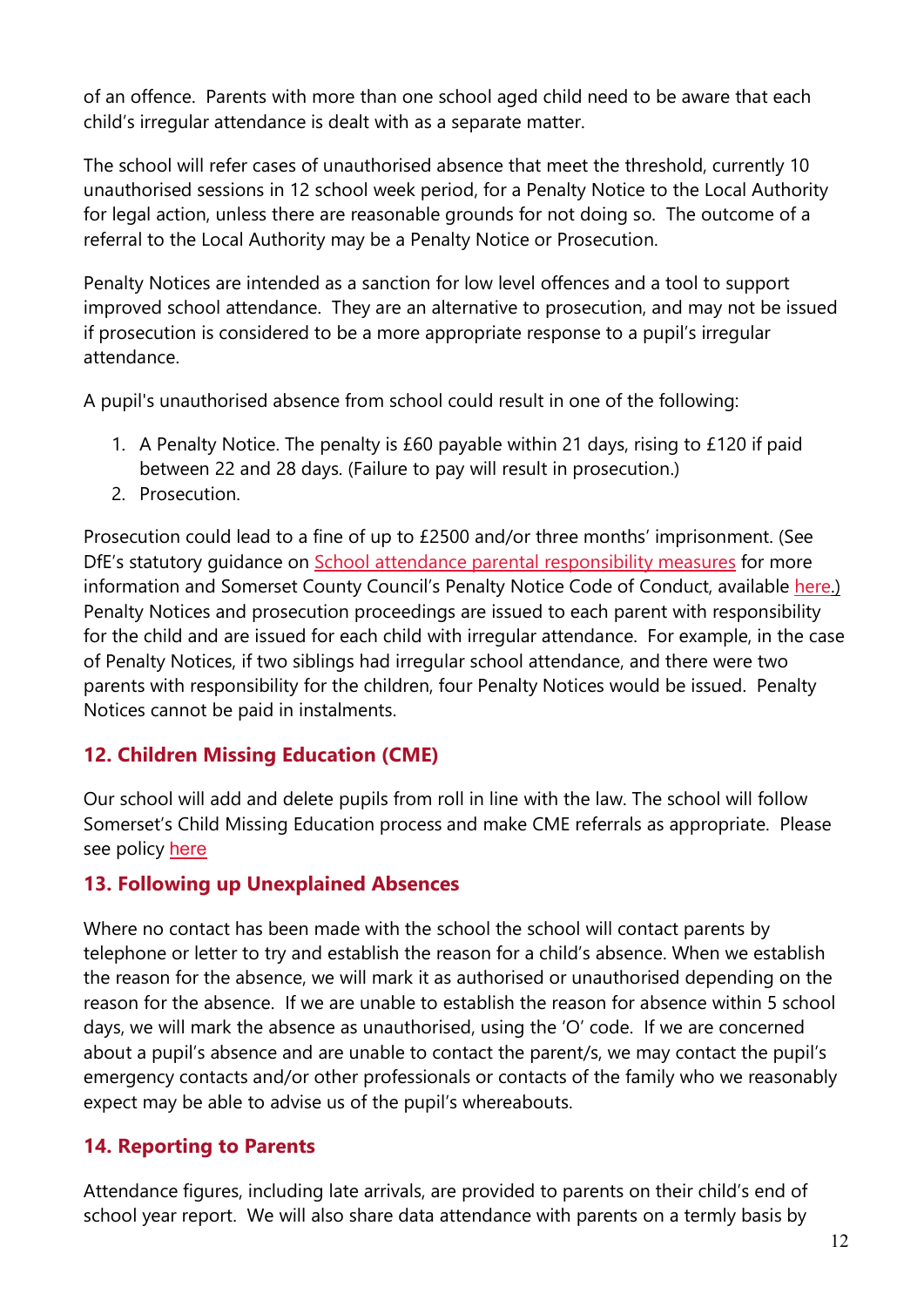of an offence. Parents with more than one school aged child need to be aware that each child's irregular attendance is dealt with as a separate matter.

The school will refer cases of unauthorised absence that meet the threshold, currently 10 unauthorised sessions in 12 school week period, for a Penalty Notice to the Local Authority for legal action, unless there are reasonable grounds for not doing so. The outcome of a referral to the Local Authority may be a Penalty Notice or Prosecution.

Penalty Notices are intended as a sanction for low level offences and a tool to support improved school attendance. They are an alternative to prosecution, and may not be issued if prosecution is considered to be a more appropriate response to a pupil's irregular attendance.

A pupil's unauthorised absence from school could result in one of the following:

1. A Penalty Notice. The penalty is £60 payable within 21 days, rising to £120 if paid between 22 and 28 days. (Failure to pay will result in prosecution.)
2. Prosecution.

Prosecution could lead to a fine of up to £2500 and/or three months' imprisonment. (See DfE's statutory guidance on School attendance parental responsibility measures for more information and Somerset County Council's Penalty Notice Code of Conduct, available here.) Penalty Notices and prosecution proceedings are issued to each parent with responsibility for the child and are issued for each child with irregular attendance. For example, in the case of Penalty Notices, if two siblings had irregular school attendance, and there were two parents with responsibility for the children, four Penalty Notices would be issued. Penalty Notices cannot be paid in instalments.

## 12. Children Missing Education (CME)

Our school will add and delete pupils from roll in line with the law. The school will follow Somerset's Child Missing Education process and make CME referrals as appropriate. Please see policy here

## 13. Following up Unexplained Absences

Where no contact has been made with the school the school will contact parents by telephone or letter to try and establish the reason for a child's absence. When we establish the reason for the absence, we will mark it as authorised or unauthorised depending on the reason for the absence. If we are unable to establish the reason for absence within 5 school days, we will mark the absence as unauthorised, using the 'O' code. If we are concerned about a pupil's absence and are unable to contact the parent/s, we may contact the pupil's emergency contacts and/or other professionals or contacts of the family who we reasonably expect may be able to advise us of the pupil's whereabouts.

## 14. Reporting to Parents

Attendance figures, including late arrivals, are provided to parents on their child's end of school year report. We will also share data attendance with parents on a termly basis by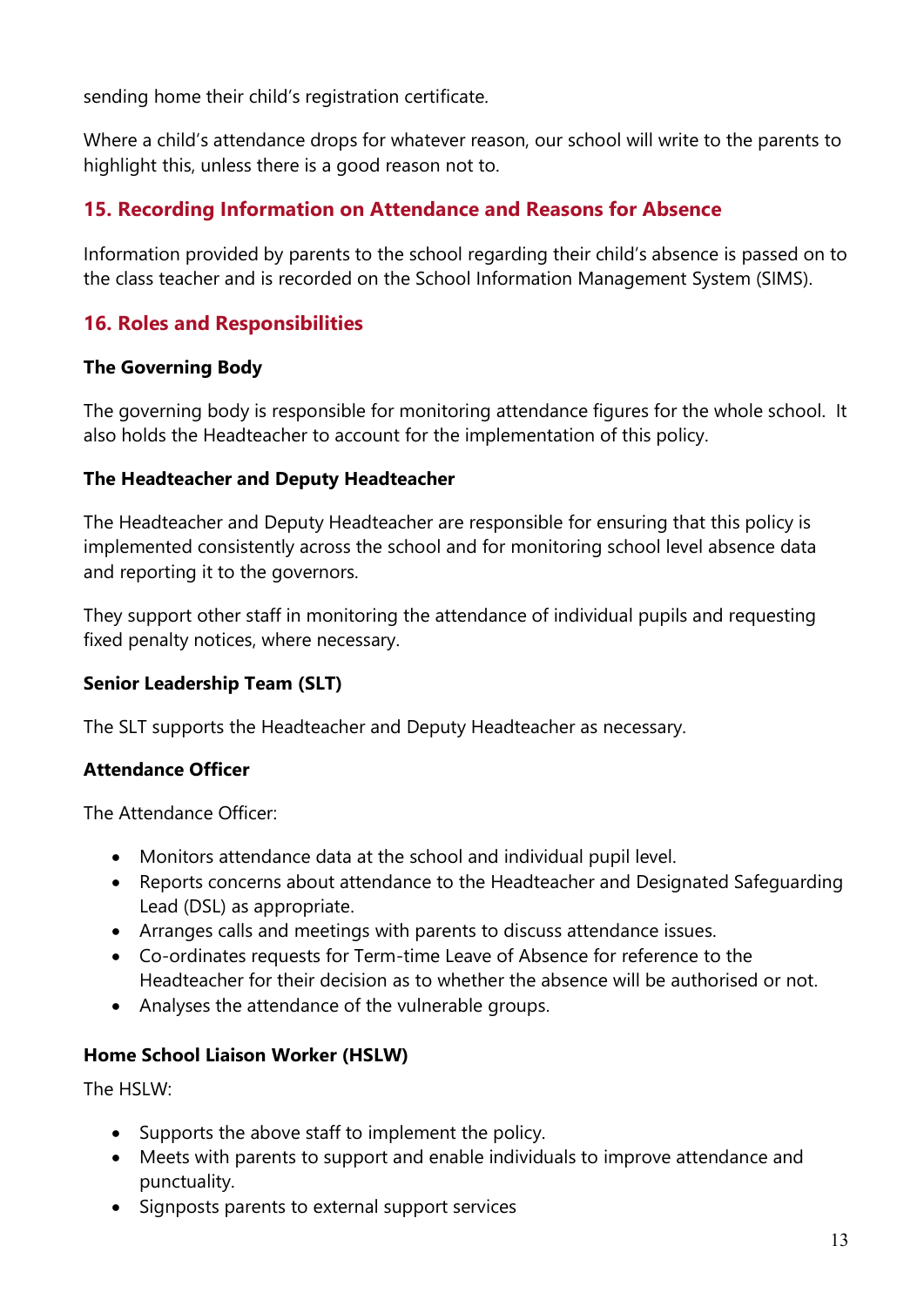sending home their child's registration certificate.

Where a child's attendance drops for whatever reason, our school will write to the parents to highlight this, unless there is a good reason not to.

## 15. Recording Information on Attendance and Reasons for Absence

Information provided by parents to the school regarding their child's absence is passed on to the class teacher and is recorded on the School Information Management System (SIMS).

## 16. Roles and Responsibilities

**The Governing Body**

The governing body is responsible for monitoring attendance figures for the whole school. It also holds the Headteacher to account for the implementation of this policy.

**The Headteacher and Deputy Headteacher**

The Headteacher and Deputy Headteacher are responsible for ensuring that this policy is implemented consistently across the school and for monitoring school level absence data and reporting it to the governors.

They support other staff in monitoring the attendance of individual pupils and requesting fixed penalty notices, where necessary.

**Senior Leadership Team (SLT)**

The SLT supports the Headteacher and Deputy Headteacher as necessary.

**Attendance Officer**

The Attendance Officer:

- Monitors attendance data at the school and individual pupil level.
- Reports concerns about attendance to the Headteacher and Designated Safeguarding Lead (DSL) as appropriate.
- Arranges calls and meetings with parents to discuss attendance issues.
- Co-ordinates requests for Term-time Leave of Absence for reference to the Headteacher for their decision as to whether the absence will be authorised or not.
- Analyses the attendance of the vulnerable groups.

**Home School Liaison Worker (HSLW)**

The HSLW:

- Supports the above staff to implement the policy.
- Meets with parents to support and enable individuals to improve attendance and punctuality.
- Signposts parents to external support services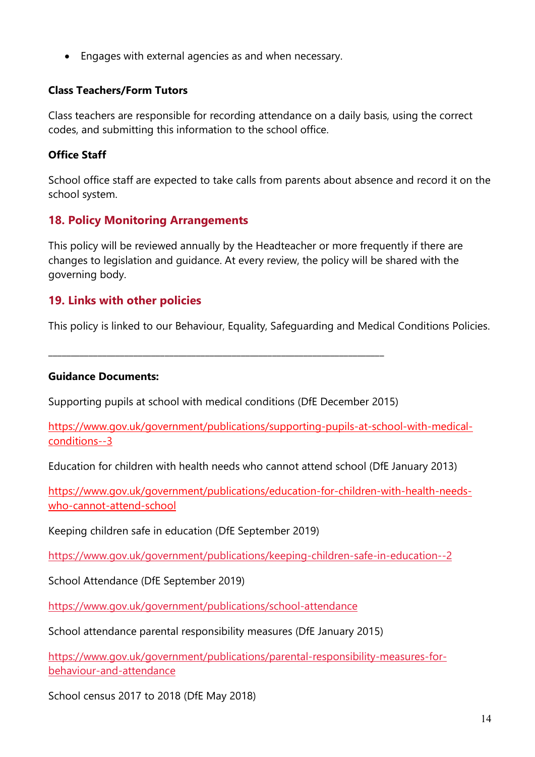- Engages with external agencies as and when necessary.

**Class Teachers/Form Tutors**

Class teachers are responsible for recording attendance on a daily basis, using the correct codes, and submitting this information to the school office.

**Office Staff**

School office staff are expected to take calls from parents about absence and record it on the school system.

## 18. Policy Monitoring Arrangements

This policy will be reviewed annually by the Headteacher or more frequently if there are changes to legislation and guidance. At every review, the policy will be shared with the governing body.

## 19. Links with other policies

This policy is linked to our Behaviour, Equality, Safeguarding and Medical Conditions Policies.

---

**Guidance Documents:**

Supporting pupils at school with medical conditions (DfE December 2015)

https://www.gov.uk/government/publications/supporting-pupils-at-school-with-medical-conditions--3

Education for children with health needs who cannot attend school (DfE January 2013)

https://www.gov.uk/government/publications/education-for-children-with-health-needs-who-cannot-attend-school

Keeping children safe in education (DfE September 2019)

https://www.gov.uk/government/publications/keeping-children-safe-in-education--2

School Attendance (DfE September 2019)

https://www.gov.uk/government/publications/school-attendance

School attendance parental responsibility measures (DfE January 2015)

https://www.gov.uk/government/publications/parental-responsibility-measures-for-behaviour-and-attendance

School census 2017 to 2018 (DfE May 2018)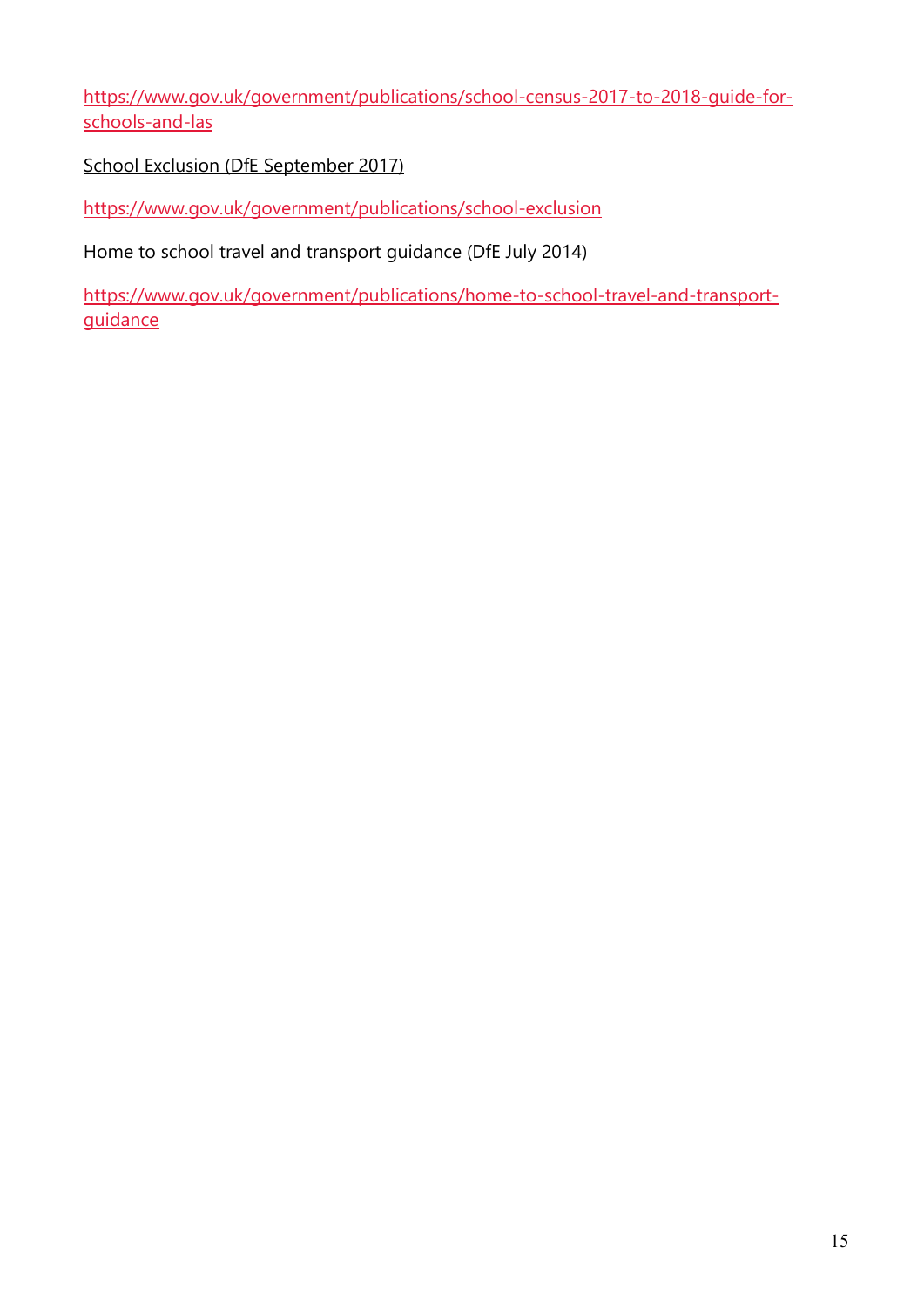https://www.gov.uk/government/publications/school-census-2017-to-2018-guide-for-schools-and-las

School Exclusion (DfE September 2017)

https://www.gov.uk/government/publications/school-exclusion

Home to school travel and transport guidance (DfE July 2014)

https://www.gov.uk/government/publications/home-to-school-travel-and-transport-guidance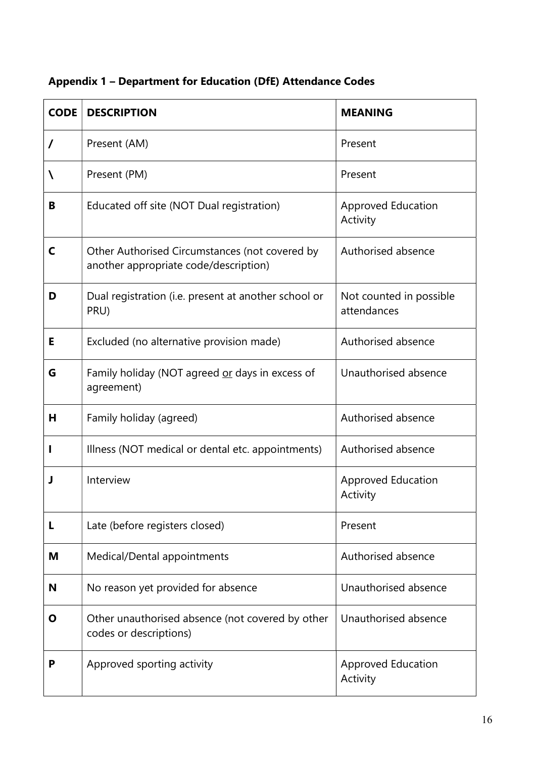**Appendix 1 – Department for Education (DfE) Attendance Codes**

| CODE | DESCRIPTION | MEANING |
|---|---|---|
| **/** | Present (AM) | Present |
| **\** | Present (PM) | Present |
| **B** | Educated off site (NOT Dual registration) | Approved Education Activity |
| **C** | Other Authorised Circumstances (not covered by another appropriate code/description) | Authorised absence |
| **D** | Dual registration (i.e. present at another school or PRU) | Not counted in possible attendances |
| **E** | Excluded (no alternative provision made) | Authorised absence |
| **G** | Family holiday (NOT agreed or days in excess of agreement) | Unauthorised absence |
| **H** | Family holiday (agreed) | Authorised absence |
| **I** | Illness (NOT medical or dental etc. appointments) | Authorised absence |
| **J** | Interview | Approved Education Activity |
| **L** | Late (before registers closed) | Present |
| **M** | Medical/Dental appointments | Authorised absence |
| **N** | No reason yet provided for absence | Unauthorised absence |
| **O** | Other unauthorised absence (not covered by other codes or descriptions) | Unauthorised absence |
| **P** | Approved sporting activity | Approved Education Activity |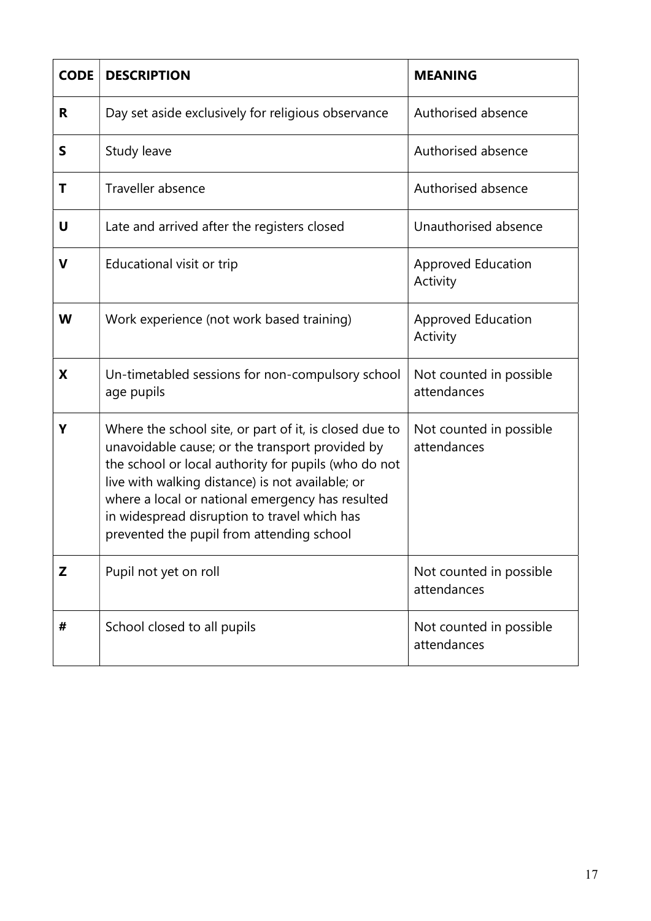| **CODE** | **DESCRIPTION** | **MEANING** |
|---|---|---|
| **R** | Day set aside exclusively for religious observance | Authorised absence |
| **S** | Study leave | Authorised absence |
| **T** | Traveller absence | Authorised absence |
| **U** | Late and arrived after the registers closed | Unauthorised absence |
| **V** | Educational visit or trip | Approved Education Activity |
| **W** | Work experience (not work based training) | Approved Education Activity |
| **X** | Un-timetabled sessions for non-compulsory school age pupils | Not counted in possible attendances |
| **Y** | Where the school site, or part of it, is closed due to unavoidable cause; or the transport provided by the school or local authority for pupils (who do not live with walking distance) is not available; or where a local or national emergency has resulted in widespread disruption to travel which has prevented the pupil from attending school | Not counted in possible attendances |
| **Z** | Pupil not yet on roll | Not counted in possible attendances |
| **#** | School closed to all pupils | Not counted in possible attendances |